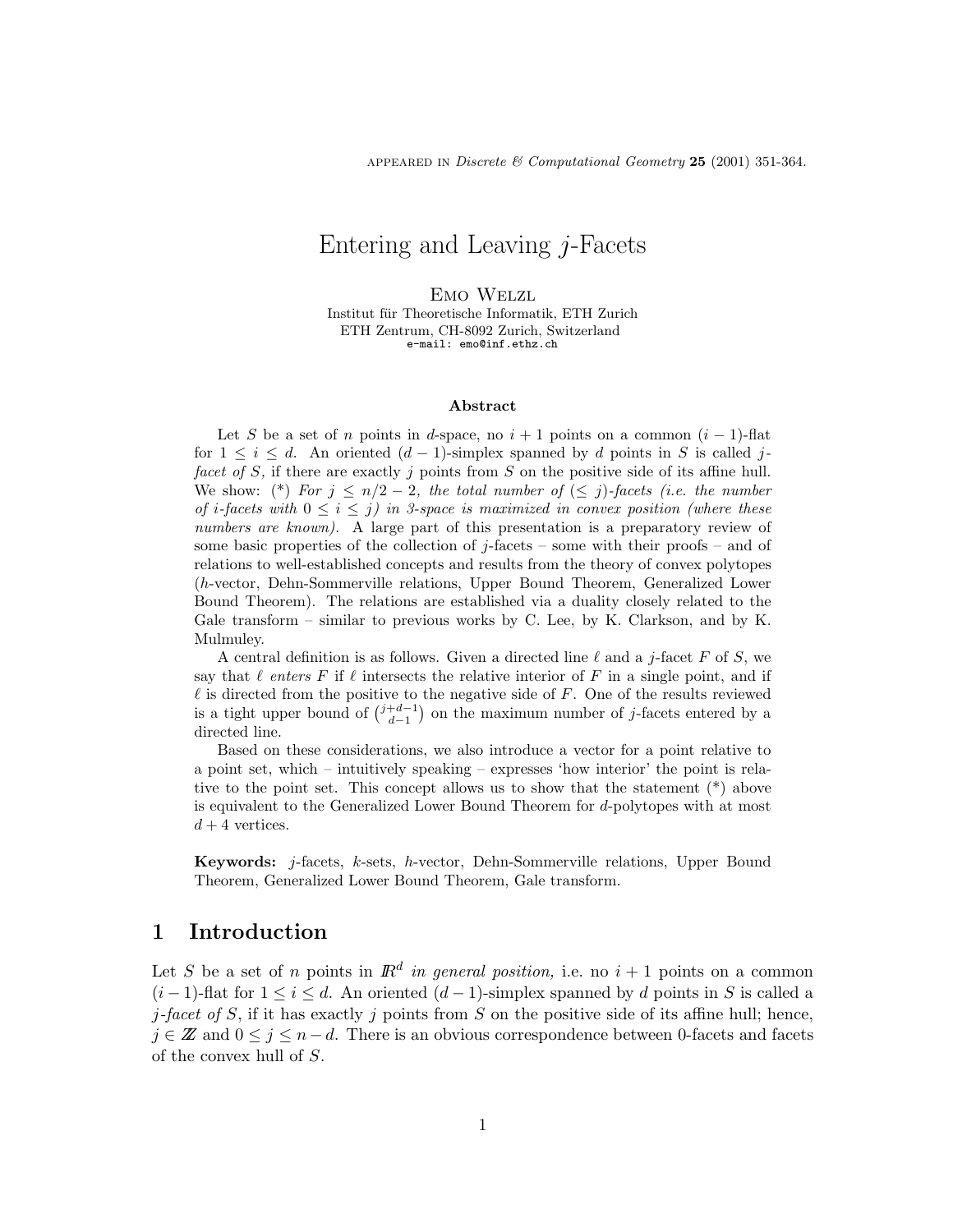APPEARED IN *Discrete & Computational Geometry* **25** (2001) 351-364.

# Entering and Leaving $j$-Facets

Emo Welzl
Institut für Theoretische Informatik, ETH Zurich
ETH Zentrum, CH-8092 Zurich, Switzerland
e-mail: emo@inf.ethz.ch

### Abstract

Let $S$ be a set of $n$ points in $d$-space, no $i+1$ points on a common $(i-1)$-flat for $1 \leq i \leq d$. An oriented $(d-1)$-simplex spanned by $d$ points in $S$ is called *$j$-facet of $S$,* if there are exactly $j$ points from $S$ on the positive side of its affine hull. We show: (\*) *For $j \leq n/2 - 2$, the total number of $(\leq j)$-facets (i.e. the number of $i$-facets with $0 \leq i \leq j$) in 3-space is maximized in convex position (where these numbers are known).* A large part of this presentation is a preparatory review of some basic properties of the collection of $j$-facets – some with their proofs – and of relations to well-established concepts and results from the theory of convex polytopes ($h$-vector, Dehn-Sommerville relations, Upper Bound Theorem, Generalized Lower Bound Theorem). The relations are established via a duality closely related to the Gale transform – similar to previous works by C. Lee, by K. Clarkson, and by K. Mulmuley.

A central definition is as follows. Given a directed line $\ell$ and a $j$-facet $F$ of $S$, we say that $\ell$ *enters* $F$ if $\ell$ intersects the relative interior of $F$ in a single point, and if $\ell$ is directed from the positive to the negative side of $F$. One of the results reviewed is a tight upper bound of $\binom{j+d-1}{d-1}$ on the maximum number of $j$-facets entered by a directed line.

Based on these considerations, we also introduce a vector for a point relative to a point set, which – intuitively speaking – expresses 'how interior' the point is relative to the point set. This concept allows us to show that the statement (\*) above is equivalent to the Generalized Lower Bound Theorem for $d$-polytopes with at most $d+4$ vertices.

**Keywords:** $j$-facets, $k$-sets, $h$-vector, Dehn-Sommerville relations, Upper Bound Theorem, Generalized Lower Bound Theorem, Gale transform.

## 1 Introduction

Let $S$ be a set of $n$ points in $\mathbb{R}^d$ *in general position,* i.e. no $i+1$ points on a common $(i-1)$-flat for $1 \leq i \leq d$. An oriented $(d-1)$-simplex spanned by $d$ points in $S$ is called a *$j$-facet of $S$*, if it has exactly $j$ points from $S$ on the positive side of its affine hull; hence, $j \in \mathbb{Z}$ and $0 \leq j \leq n-d$. There is an obvious correspondence between 0-facets and facets of the convex hull of $S$.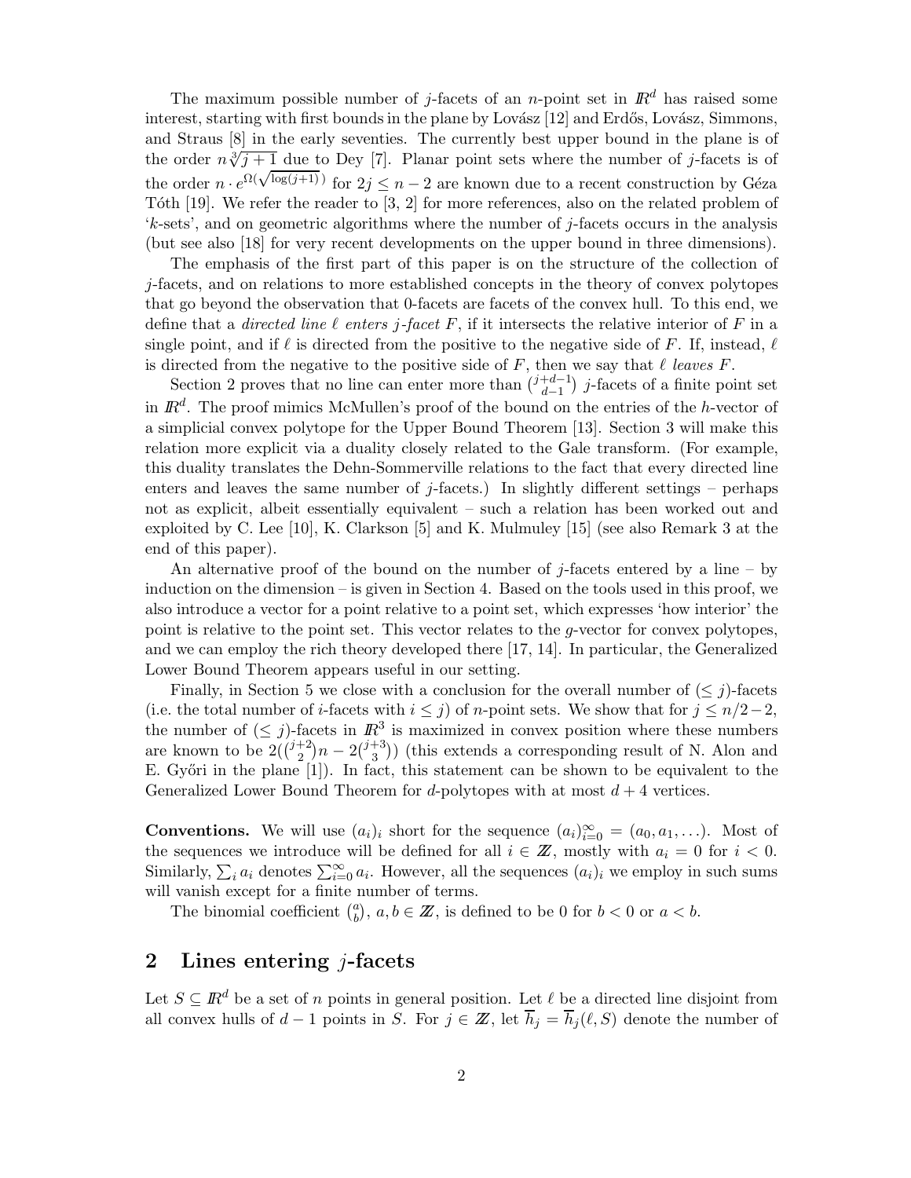The maximum possible number of $j$-facets of an $n$-point set in $\mathbb{R}^d$ has raised some interest, starting with first bounds in the plane by Lovász [12] and Erdős, Lovász, Simmons, and Straus [8] in the early seventies. The currently best upper bound in the plane is of the order $n\sqrt[3]{j+1}$ due to Dey [7]. Planar point sets where the number of $j$-facets is of the order $n \cdot e^{\Omega(\sqrt{\log(j+1)})}$ for $2j \leq n-2$ are known due to a recent construction by Géza Tóth [19]. We refer the reader to [3, 2] for more references, also on the related problem of '$k$-sets', and on geometric algorithms where the number of $j$-facets occurs in the analysis (but see also [18] for very recent developments on the upper bound in three dimensions).

The emphasis of the first part of this paper is on the structure of the collection of $j$-facets, and on relations to more established concepts in the theory of convex polytopes that go beyond the observation that 0-facets are facets of the convex hull. To this end, we define that a *directed line* $\ell$ *enters* $j$*-facet* $F$, if it intersects the relative interior of $F$ in a single point, and if $\ell$ is directed from the positive to the negative side of $F$. If, instead, $\ell$ is directed from the negative to the positive side of $F$, then we say that $\ell$ *leaves* $F$.

Section 2 proves that no line can enter more than $\binom{j+d-1}{d-1}$ $j$-facets of a finite point set in $\mathbb{R}^d$. The proof mimics McMullen's proof of the bound on the entries of the $h$-vector of a simplicial convex polytope for the Upper Bound Theorem [13]. Section 3 will make this relation more explicit via a duality closely related to the Gale transform. (For example, this duality translates the Dehn-Sommerville relations to the fact that every directed line enters and leaves the same number of $j$-facets.) In slightly different settings – perhaps not as explicit, albeit essentially equivalent – such a relation has been worked out and exploited by C. Lee [10], K. Clarkson [5] and K. Mulmuley [15] (see also Remark 3 at the end of this paper).

An alternative proof of the bound on the number of $j$-facets entered by a line – by induction on the dimension – is given in Section 4. Based on the tools used in this proof, we also introduce a vector for a point relative to a point set, which expresses 'how interior' the point is relative to the point set. This vector relates to the $g$-vector for convex polytopes, and we can employ the rich theory developed there [17, 14]. In particular, the Generalized Lower Bound Theorem appears useful in our setting.

Finally, in Section 5 we close with a conclusion for the overall number of $(\leq j)$-facets (i.e. the total number of $i$-facets with $i \leq j$) of $n$-point sets. We show that for $j \leq n/2-2$, the number of $(\leq j)$-facets in $\mathbb{R}^3$ is maximized in convex position where these numbers are known to be $2(\binom{j+2}{2}n - 2\binom{j+3}{3})$ (this extends a corresponding result of N. Alon and E. Győri in the plane [1]). In fact, this statement can be shown to be equivalent to the Generalized Lower Bound Theorem for $d$-polytopes with at most $d+4$ vertices.

**Conventions.** We will use $(a_i)_i$ short for the sequence $(a_i)_{i=0}^{\infty} = (a_0, a_1, \ldots)$. Most of the sequences we introduce will be defined for all $i \in \mathbb{Z}$, mostly with $a_i = 0$ for $i < 0$. Similarly, $\sum_i a_i$ denotes $\sum_{i=0}^{\infty} a_i$. However, all the sequences $(a_i)_i$ we employ in such sums will vanish except for a finite number of terms.

The binomial coefficient $\binom{a}{b}$, $a, b \in \mathbb{Z}$, is defined to be 0 for $b < 0$ or $a < b$.

## 2 Lines entering $j$-facets

Let $S \subseteq \mathbb{R}^d$ be a set of $n$ points in general position. Let $\ell$ be a directed line disjoint from all convex hulls of $d-1$ points in $S$. For $j \in \mathbb{Z}$, let $\overline{h}_j = \overline{h}_j(\ell, S)$ denote the number of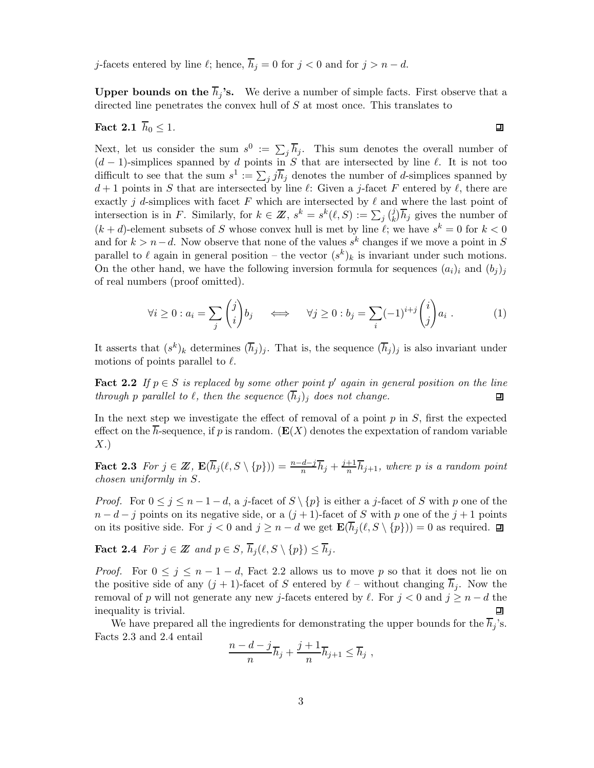$j$-facets entered by line $\ell$; hence, $\overline{h}_j = 0$ for $j < 0$ and for $j > n - d$.

**Upper bounds on the $\overline{h}_j$'s.** We derive a number of simple facts. First observe that a directed line penetrates the convex hull of $S$ at most once. This translates to

**Fact 2.1** $\overline{h}_0 \leq 1$.

Next, let us consider the sum $s^0 := \sum_j \overline{h}_j$. This sum denotes the overall number of $(d-1)$-simplices spanned by $d$ points in $S$ that are intersected by line $\ell$. It is not too difficult to see that the sum $s^1 := \sum_j j\overline{h}_j$ denotes the number of $d$-simplices spanned by $d+1$ points in $S$ that are intersected by line $\ell$: Given a $j$-facet $F$ entered by $\ell$, there are exactly $j$ $d$-simplices with facet $F$ which are intersected by $\ell$ and where the last point of intersection is in $F$. Similarly, for $k \in \mathbb{Z}$, $s^k = s^k(\ell, S) := \sum_j \binom{j}{k}\overline{h}_j$ gives the number of $(k+d)$-element subsets of $S$ whose convex hull is met by line $\ell$; we have $s^k = 0$ for $k < 0$ and for $k > n - d$. Now observe that none of the values $s^k$ changes if we move a point in $S$ parallel to $\ell$ again in general position – the vector $(s^k)_k$ is invariant under such motions. On the other hand, we have the following inversion formula for sequences $(a_i)_i$ and $(b_j)_j$ of real numbers (proof omitted).

$$\forall i \geq 0 : a_i = \sum_j \binom{j}{i} b_j \quad \Longleftrightarrow \quad \forall j \geq 0 : b_j = \sum_i (-1)^{i+j}\binom{i}{j} a_i \; . \tag{1}$$

It asserts that $(s^k)_k$ determines $(\overline{h}_j)_j$. That is, the sequence $(\overline{h}_j)_j$ is also invariant under motions of points parallel to $\ell$.

**Fact 2.2** *If $p \in S$ is replaced by some other point $p'$ again in general position on the line through $p$ parallel to $\ell$, then the sequence $(\overline{h}_j)_j$ does not change.*

In the next step we investigate the effect of removal of a point $p$ in $S$, first the expected effect on the $\overline{h}$-sequence, if $p$ is random. ($\mathbf{E}(X)$ denotes the expectation of random variable $X$.)

**Fact 2.3** *For $j \in \mathbb{Z}$, $\mathbf{E}(\overline{h}_j(\ell, S \setminus \{p\})) = \frac{n-d-j}{n}\overline{h}_j + \frac{j+1}{n}\overline{h}_{j+1}$, where $p$ is a random point chosen uniformly in $S$.*

*Proof.* For $0 \leq j \leq n-1-d$, a $j$-facet of $S \setminus \{p\}$ is either a $j$-facet of $S$ with $p$ one of the $n-d-j$ points on its negative side, or a $(j+1)$-facet of $S$ with $p$ one of the $j+1$ points on its positive side. For $j < 0$ and $j \geq n-d$ we get $\mathbf{E}(\overline{h}_j(\ell, S \setminus \{p\})) = 0$ as required.

**Fact 2.4** *For $j \in \mathbb{Z}$ and $p \in S$, $\overline{h}_j(\ell, S \setminus \{p\}) \leq \overline{h}_j$.*

*Proof.* For $0 \leq j \leq n-1-d$, Fact 2.2 allows us to move $p$ so that it does not lie on the positive side of any $(j+1)$-facet of $S$ entered by $\ell$ – without changing $\overline{h}_j$. Now the removal of $p$ will not generate any new $j$-facets entered by $\ell$. For $j < 0$ and $j \geq n-d$ the inequality is trivial.

We have prepared all the ingredients for demonstrating the upper bounds for the $\overline{h}_j$'s. Facts 2.3 and 2.4 entail

$$\frac{n-d-j}{n}\overline{h}_j + \frac{j+1}{n}\overline{h}_{j+1} \leq \overline{h}_j \; ,$$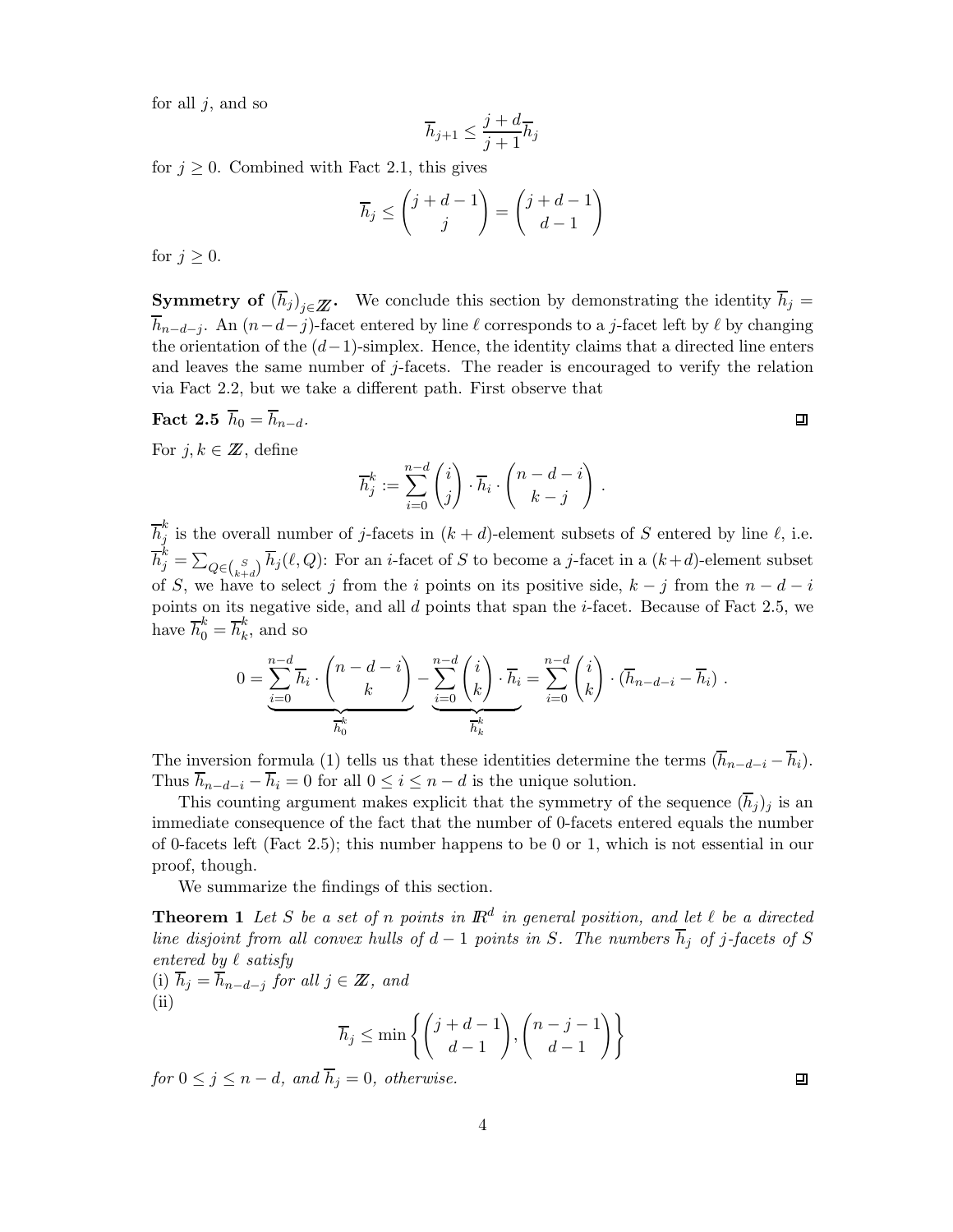for all $j$, and so

$$\overline{h}_{j+1} \leq \frac{j+d}{j+1}\overline{h}_j$$

for $j \geq 0$. Combined with Fact 2.1, this gives

$$\overline{h}_j \leq \binom{j+d-1}{j} = \binom{j+d-1}{d-1}$$

for $j \geq 0$.

**Symmetry of $(\overline{h}_j)_{j \in \mathbb{Z}}$.** We conclude this section by demonstrating the identity $\overline{h}_j = \overline{h}_{n-d-j}$. An $(n-d-j)$-facet entered by line $\ell$ corresponds to a $j$-facet left by $\ell$ by changing the orientation of the $(d-1)$-simplex. Hence, the identity claims that a directed line enters and leaves the same number of $j$-facets. The reader is encouraged to verify the relation via Fact 2.2, but we take a different path. First observe that

**Fact 2.5** $\overline{h}_0 = \overline{h}_{n-d}$. ◻

For $j, k \in \mathbb{Z}$, define

$$\overline{h}_j^k := \sum_{i=0}^{n-d} \binom{i}{j} \cdot \overline{h}_i \cdot \binom{n-d-i}{k-j}.$$

$\overline{h}_j^k$ is the overall number of $j$-facets in $(k+d)$-element subsets of $S$ entered by line $\ell$, i.e. $\overline{h}_j^k = \sum_{Q \in \binom{S}{k+d}} \overline{h}_j(\ell, Q)$: For an $i$-facet of $S$ to become a $j$-facet in a $(k+d)$-element subset of $S$, we have to select $j$ from the $i$ points on its positive side, $k-j$ from the $n-d-i$ points on its negative side, and all $d$ points that span the $i$-facet. Because of Fact 2.5, we have $\overline{h}_0^k = \overline{h}_k^k$, and so

$$0 = \underbrace{\sum_{i=0}^{n-d} \overline{h}_i \cdot \binom{n-d-i}{k}}_{\overline{h}_0^k} - \underbrace{\sum_{i=0}^{n-d} \binom{i}{k} \cdot \overline{h}_i}_{\overline{h}_k^k} = \sum_{i=0}^{n-d} \binom{i}{k} \cdot (\overline{h}_{n-d-i} - \overline{h}_i).$$

The inversion formula (1) tells us that these identities determine the terms $(\overline{h}_{n-d-i} - \overline{h}_i)$. Thus $\overline{h}_{n-d-i} - \overline{h}_i = 0$ for all $0 \leq i \leq n-d$ is the unique solution.

This counting argument makes explicit that the symmetry of the sequence $(\overline{h}_j)_j$ is an immediate consequence of the fact that the number of 0-facets entered equals the number of 0-facets left (Fact 2.5); this number happens to be 0 or 1, which is not essential in our proof, though.

We summarize the findings of this section.

**Theorem 1** *Let $S$ be a set of $n$ points in $\mathbb{R}^d$ in general position, and let $\ell$ be a directed line disjoint from all convex hulls of $d-1$ points in $S$. The numbers $\overline{h}_j$ of $j$-facets of $S$ entered by $\ell$ satisfy*

(i) *$\overline{h}_j = \overline{h}_{n-d-j}$ for all $j \in \mathbb{Z}$, and*

(ii)

$$\overline{h}_j \leq \min\left\{\binom{j+d-1}{d-1}, \binom{n-j-1}{d-1}\right\}$$

*for $0 \leq j \leq n-d$, and $\overline{h}_j = 0$, otherwise.* ◻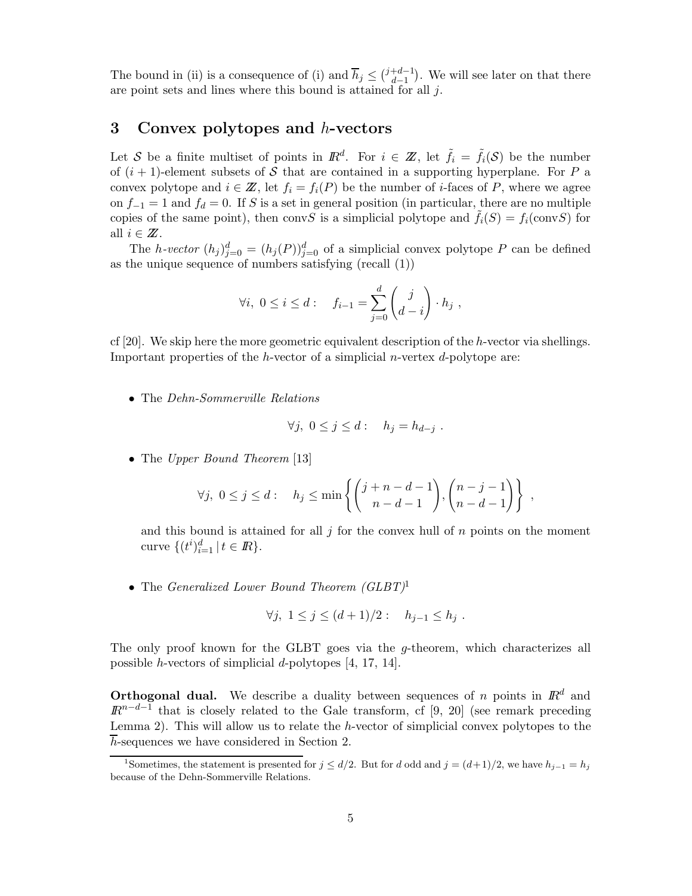The bound in (ii) is a consequence of (i) and $\overline{h}_j \leq \binom{j+d-1}{d-1}$. We will see later on that there are point sets and lines where this bound is attained for all $j$.

## 3 Convex polytopes and $h$-vectors

Let $\mathcal{S}$ be a finite multiset of points in $\mathbb{R}^d$. For $i \in \mathbb{Z}$, let $\tilde{f}_i = \tilde{f}_i(\mathcal{S})$ be the number of $(i+1)$-element subsets of $\mathcal{S}$ that are contained in a supporting hyperplane. For $P$ a convex polytope and $i \in \mathbb{Z}$, let $f_i = f_i(P)$ be the number of $i$-faces of $P$, where we agree on $f_{-1} = 1$ and $f_d = 0$. If $S$ is a set in general position (in particular, there are no multiple copies of the same point), then $\text{conv}S$ is a simplicial polytope and $\tilde{f}_i(S) = f_i(\text{conv}S)$ for all $i \in \mathbb{Z}$.

The *$h$-vector* $(h_j)_{j=0}^d = (h_j(P))_{j=0}^d$ of a simplicial convex polytope $P$ can be defined as the unique sequence of numbers satisfying (recall (1))

$$\forall i,\ 0 \leq i \leq d: \quad f_{i-1} = \sum_{j=0}^{d} \binom{j}{d-i} \cdot h_j\ ,$$

cf [20]. We skip here the more geometric equivalent description of the $h$-vector via shellings. Important properties of the $h$-vector of a simplicial $n$-vertex $d$-polytope are:

- The *Dehn-Sommerville Relations*

  $$\forall j,\ 0 \leq j \leq d: \quad h_j = h_{d-j}\ .$$

- The *Upper Bound Theorem* [13]

  $$\forall j,\ 0 \leq j \leq d: \quad h_j \leq \min\left\{ \binom{j+n-d-1}{n-d-1}, \binom{n-j-1}{n-d-1} \right\}\ ,$$

  and this bound is attained for all $j$ for the convex hull of $n$ points on the moment curve $\{(t^i)_{i=1}^d \mid t \in \mathbb{R}\}$.

- The *Generalized Lower Bound Theorem (GLBT)*[1]

  $$\forall j,\ 1 \leq j \leq (d+1)/2: \quad h_{j-1} \leq h_j\ .$$

The only proof known for the GLBT goes via the $g$-theorem, which characterizes all possible $h$-vectors of simplicial $d$-polytopes [4, 17, 14].

**Orthogonal dual.** We describe a duality between sequences of $n$ points in $\mathbb{R}^d$ and $\mathbb{R}^{n-d-1}$ that is closely related to the Gale transform, cf [9, 20] (see remark preceding Lemma 2). This will allow us to relate the $h$-vector of simplicial convex polytopes to the $\overline{h}$-sequences we have considered in Section 2.

[1] Sometimes, the statement is presented for $j \leq d/2$. But for $d$ odd and $j = (d+1)/2$, we have $h_{j-1} = h_j$ because of the Dehn-Sommerville Relations.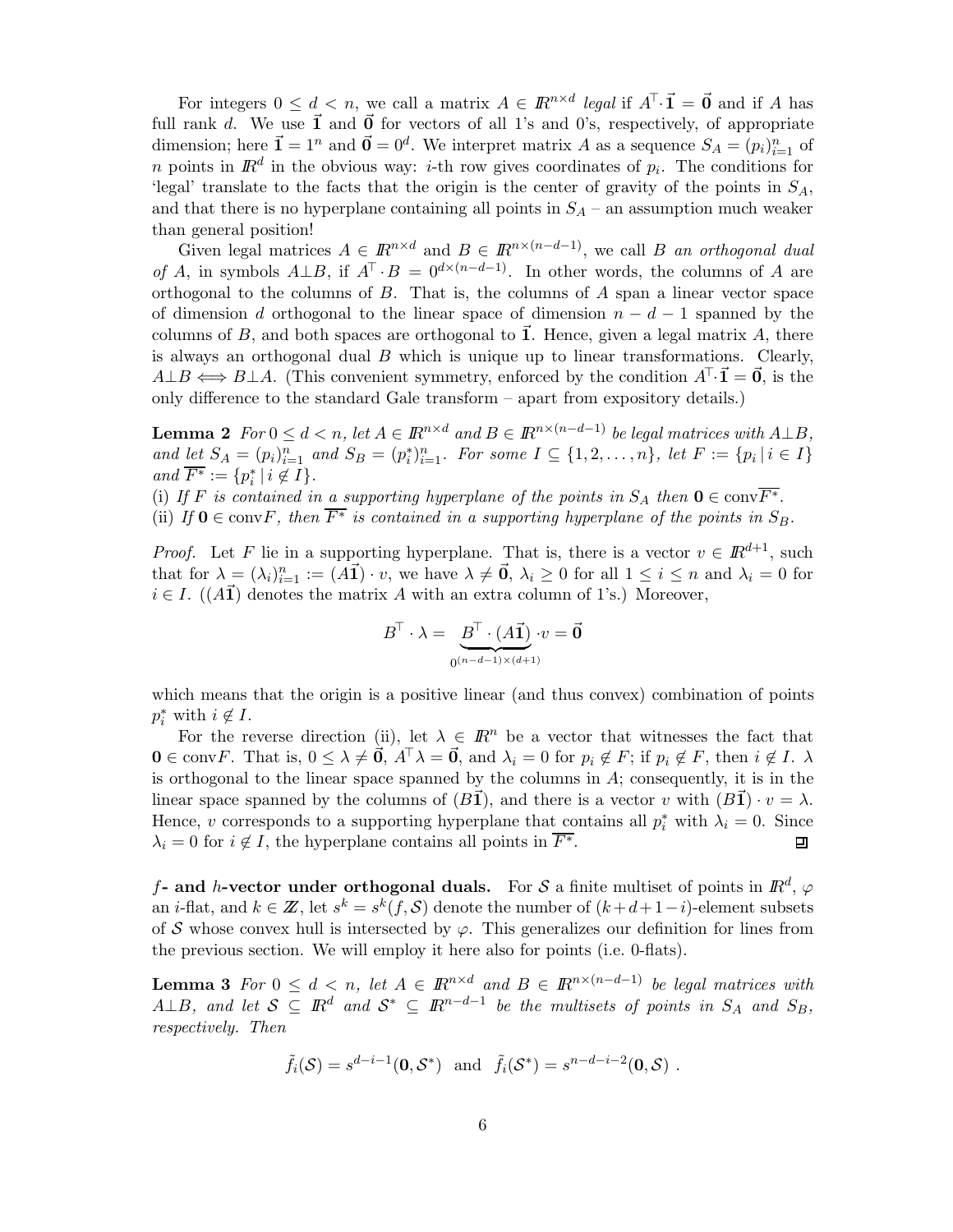For integers $0 \leq d < n$, we call a matrix $A \in I\!R^{n \times d}$ *legal* if $A^\top \cdot \vec{\mathbf{1}} = \vec{\mathbf{0}}$ and if $A$ has full rank $d$. We use $\vec{\mathbf{1}}$ and $\vec{\mathbf{0}}$ for vectors of all 1's and 0's, respectively, of appropriate dimension; here $\vec{\mathbf{1}} = 1^n$ and $\vec{\mathbf{0}} = 0^d$. We interpret matrix $A$ as a sequence $S_A = (p_i)_{i=1}^n$ of $n$ points in $I\!R^d$ in the obvious way: $i$-th row gives coordinates of $p_i$. The conditions for 'legal' translate to the facts that the origin is the center of gravity of the points in $S_A$, and that there is no hyperplane containing all points in $S_A$ – an assumption much weaker than general position!

Given legal matrices $A \in I\!R^{n \times d}$ and $B \in I\!R^{n \times (n-d-1)}$, we call $B$ *an orthogonal dual of* $A$, in symbols $A \bot B$, if $A^\top \cdot B = 0^{d \times (n-d-1)}$. In other words, the columns of $A$ are orthogonal to the columns of $B$. That is, the columns of $A$ span a linear vector space of dimension $d$ orthogonal to the linear space of dimension $n-d-1$ spanned by the columns of $B$, and both spaces are orthogonal to $\vec{\mathbf{1}}$. Hence, given a legal matrix $A$, there is always an orthogonal dual $B$ which is unique up to linear transformations. Clearly, $A \bot B \iff B \bot A$. (This convenient symmetry, enforced by the condition $A^\top \cdot \vec{\mathbf{1}} = \vec{\mathbf{0}}$, is the only difference to the standard Gale transform – apart from expository details.)

**Lemma 2** *For $0 \leq d < n$, let $A \in I\!R^{n \times d}$ and $B \in I\!R^{n \times (n-d-1)}$ be legal matrices with $A \bot B$, and let $S_A = (p_i)_{i=1}^n$ and $S_B = (p_i^*)_{i=1}^n$. For some $I \subseteq \{1, 2, \ldots, n\}$, let $F := \{p_i \,|\, i \in I\}$ and $\overline{F^*} := \{p_i^* \,|\, i \notin I\}$.*
*(i) If $F$ is contained in a supporting hyperplane of the points in $S_A$ then $\mathbf{0} \in \mathrm{conv}\overline{F^*}$.*
*(ii) If $\mathbf{0} \in \mathrm{conv}F$, then $\overline{F^*}$ is contained in a supporting hyperplane of the points in $S_B$.*

*Proof.* Let $F$ lie in a supporting hyperplane. That is, there is a vector $v \in I\!R^{d+1}$, such that for $\lambda = (\lambda_i)_{i=1}^n := (A\vec{\mathbf{1}}) \cdot v$, we have $\lambda \neq \vec{\mathbf{0}}$, $\lambda_i \geq 0$ for all $1 \leq i \leq n$ and $\lambda_i = 0$ for $i \in I$. ($(A\vec{\mathbf{1}})$ denotes the matrix $A$ with an extra column of 1's.) Moreover,

$$B^\top \cdot \lambda = \underbrace{B^\top \cdot (A\vec{\mathbf{1}})}_{0^{(n-d-1)\times(d+1)}} \cdot v = \vec{\mathbf{0}}$$

which means that the origin is a positive linear (and thus convex) combination of points $p_i^*$ with $i \notin I$.

For the reverse direction (ii), let $\lambda \in I\!R^n$ be a vector that witnesses the fact that $\mathbf{0} \in \mathrm{conv}F$. That is, $0 \leq \lambda \neq \vec{\mathbf{0}}$, $A^\top \lambda = \vec{\mathbf{0}}$, and $\lambda_i = 0$ for $p_i \notin F$; if $p_i \notin F$, then $i \notin I$. $\lambda$ is orthogonal to the linear space spanned by the columns in $A$; consequently, it is in the linear space spanned by the columns of $(B\vec{\mathbf{1}})$, and there is a vector $v$ with $(B\vec{\mathbf{1}}) \cdot v = \lambda$. Hence, $v$ corresponds to a supporting hyperplane that contains all $p_i^*$ with $\lambda_i = 0$. Since $\lambda_i = 0$ for $i \notin I$, the hyperplane contains all points in $\overline{F^*}$. ∎

**$f$- and $h$-vector under orthogonal duals.** For $\mathcal{S}$ a finite multiset of points in $I\!R^d$, $\varphi$ an $i$-flat, and $k \in Z\!\!\!Z$, let $s^k = s^k(f, \mathcal{S})$ denote the number of $(k+d+1-i)$-element subsets of $\mathcal{S}$ whose convex hull is intersected by $\varphi$. This generalizes our definition for lines from the previous section. We will employ it here also for points (i.e. 0-flats).

**Lemma 3** *For $0 \leq d < n$, let $A \in I\!R^{n \times d}$ and $B \in I\!R^{n \times (n-d-1)}$ be legal matrices with $A \bot B$, and let $\mathcal{S} \subseteq I\!R^d$ and $\mathcal{S}^* \subseteq I\!R^{n-d-1}$ be the multisets of points in $S_A$ and $S_B$, respectively. Then*

$$\tilde{f}_i(\mathcal{S}) = s^{d-i-1}(\mathbf{0}, \mathcal{S}^*) \;\; \text{and} \;\; \tilde{f}_i(\mathcal{S}^*) = s^{n-d-i-2}(\mathbf{0}, \mathcal{S}) \; .$$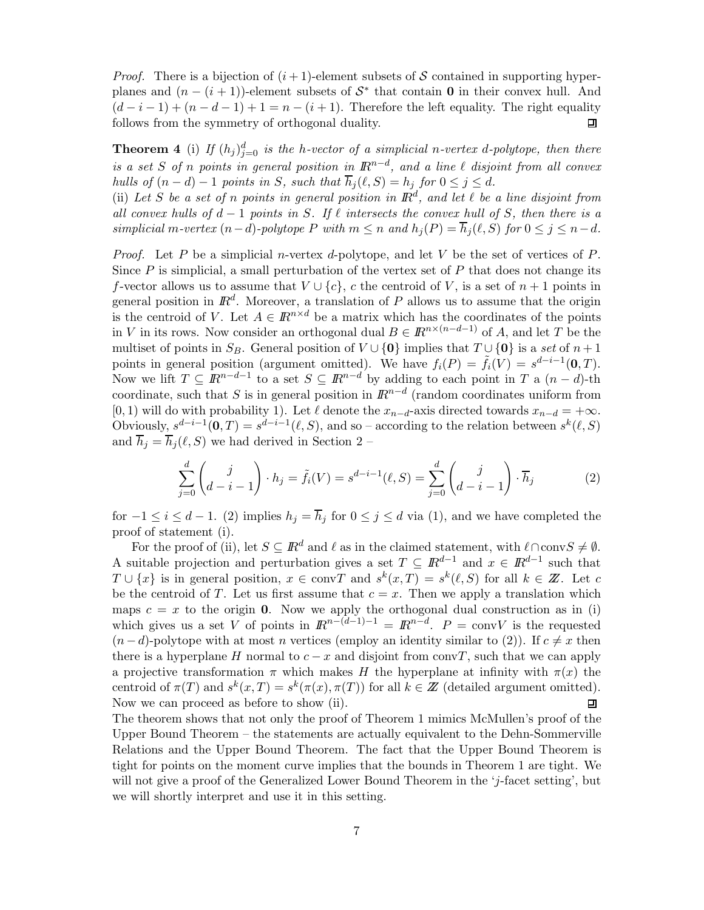*Proof.* There is a bijection of $(i+1)$-element subsets of $\mathcal{S}$ contained in supporting hyperplanes and $(n-(i+1))$-element subsets of $\mathcal{S}^*$ that contain $\mathbf{0}$ in their convex hull. And $(d-i-1)+(n-d-1)+1 = n-(i+1)$. Therefore the left equality. The right equality follows from the symmetry of orthogonal duality. ∎

**Theorem 4** *(i) If $(h_j)_{j=0}^d$ is the h-vector of a simplicial n-vertex d-polytope, then there is a set S of n points in general position in $\mathbb{R}^{n-d}$, and a line $\ell$ disjoint from all convex hulls of $(n-d)-1$ points in S, such that $\overline{h}_j(\ell,S) = h_j$ for $0 \le j \le d$.*
*(ii) Let S be a set of n points in general position in $\mathbb{R}^d$, and let $\ell$ be a line disjoint from all convex hulls of $d-1$ points in S. If $\ell$ intersects the convex hull of S, then there is a simplicial m-vertex $(n-d)$-polytope P with $m \le n$ and $h_j(P) = \overline{h}_j(\ell,S)$ for $0 \le j \le n-d$.*

*Proof.* Let $P$ be a simplicial $n$-vertex $d$-polytope, and let $V$ be the set of vertices of $P$. Since $P$ is simplicial, a small perturbation of the vertex set of $P$ that does not change its $f$-vector allows us to assume that $V \cup \{c\}$, $c$ the centroid of $V$, is a set of $n+1$ points in general position in $\mathbb{R}^d$. Moreover, a translation of $P$ allows us to assume that the origin is the centroid of $V$. Let $A \in \mathbb{R}^{n\times d}$ be a matrix which has the coordinates of the points in $V$ in its rows. Now consider an orthogonal dual $B \in \mathbb{R}^{n\times(n-d-1)}$ of $A$, and let $T$ be the multiset of points in $S_B$. General position of $V \cup \{\mathbf{0}\}$ implies that $T \cup \{\mathbf{0}\}$ is a *set* of $n+1$ points in general position (argument omitted). We have $f_i(P) = \tilde{f}_i(V) = s^{d-i-1}(\mathbf{0},T)$. Now we lift $T \subseteq \mathbb{R}^{n-d-1}$ to a set $S \subseteq \mathbb{R}^{n-d}$ by adding to each point in $T$ a $(n-d)$-th coordinate, such that $S$ is in general position in $\mathbb{R}^{n-d}$ (random coordinates uniform from $[0,1)$ will do with probability 1). Let $\ell$ denote the $x_{n-d}$-axis directed towards $x_{n-d} = +\infty$. Obviously, $s^{d-i-1}(\mathbf{0},T) = s^{d-i-1}(\ell,S)$, and so – according to the relation between $s^k(\ell,S)$ and $\overline{h}_j = \overline{h}_j(\ell,S)$ we had derived in Section 2 –

$$\sum_{j=0}^{d} \binom{j}{d-i-1} \cdot h_j = \tilde{f}_i(V) = s^{d-i-1}(\ell,S) = \sum_{j=0}^{d} \binom{j}{d-i-1} \cdot \overline{h}_j \tag{2}$$

for $-1 \le i \le d-1$. (2) implies $h_j = \overline{h}_j$ for $0 \le j \le d$ via (1), and we have completed the proof of statement (i).

For the proof of (ii), let $S \subseteq \mathbb{R}^d$ and $\ell$ as in the claimed statement, with $\ell \cap \mathrm{conv} S \neq \emptyset$. A suitable projection and perturbation gives a set $T \subseteq \mathbb{R}^{d-1}$ and $x \in \mathbb{R}^{d-1}$ such that $T \cup \{x\}$ is in general position, $x \in \mathrm{conv}T$ and $s^k(x,T) = s^k(\ell,S)$ for all $k \in \mathbb{Z}$. Let $c$ be the centroid of $T$. Let us first assume that $c = x$. Then we apply a translation which maps $c = x$ to the origin $\mathbf{0}$. Now we apply the orthogonal dual construction as in (i) which gives us a set $V$ of points in $\mathbb{R}^{n-(d-1)-1} = \mathbb{R}^{n-d}$. $P = \mathrm{conv}V$ is the requested $(n-d)$-polytope with at most $n$ vertices (employ an identity similar to (2)). If $c \neq x$ then there is a hyperplane $H$ normal to $c-x$ and disjoint from $\mathrm{conv}T$, such that we can apply a projective transformation $\pi$ which makes $H$ the hyperplane at infinity with $\pi(x)$ the centroid of $\pi(T)$ and $s^k(x,T) = s^k(\pi(x),\pi(T))$ for all $k \in \mathbb{Z}$ (detailed argument omitted). Now we can proceed as before to show (ii). ∎

The theorem shows that not only the proof of Theorem 1 mimics McMullen's proof of the Upper Bound Theorem – the statements are actually equivalent to the Dehn-Sommerville Relations and the Upper Bound Theorem. The fact that the Upper Bound Theorem is tight for points on the moment curve implies that the bounds in Theorem 1 are tight. We will not give a proof of the Generalized Lower Bound Theorem in the '$j$-facet setting', but we will shortly interpret and use it in this setting.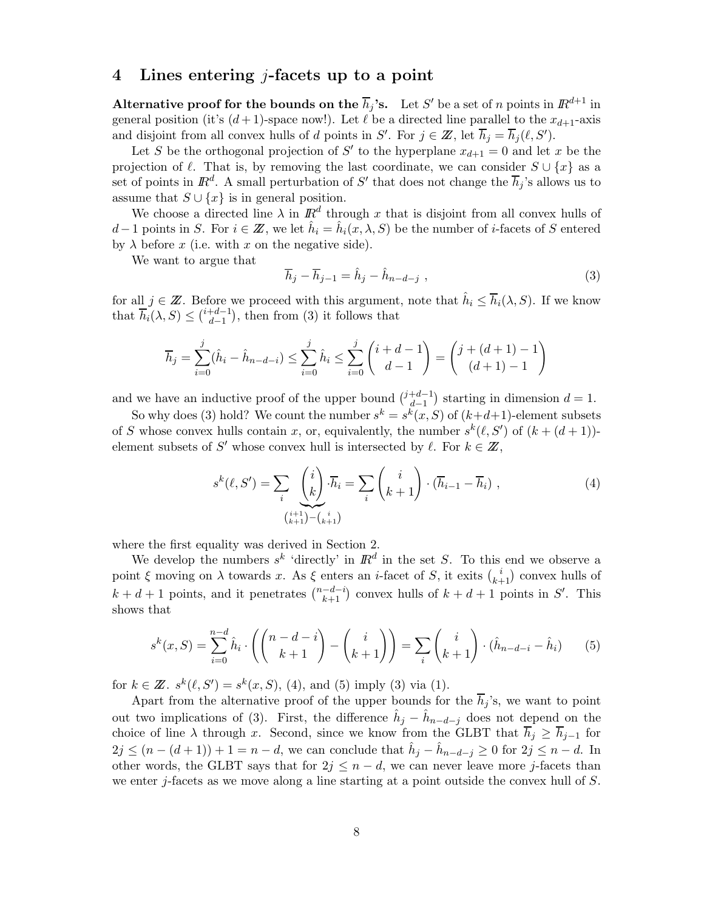## 4 Lines entering $j$-facets up to a point

**Alternative proof for the bounds on the $\overline{h}_j$'s.** Let $S'$ be a set of $n$ points in $\mathbb{R}^{d+1}$ in general position (it's $(d+1)$-space now!). Let $\ell$ be a directed line parallel to the $x_{d+1}$-axis and disjoint from all convex hulls of $d$ points in $S'$. For $j \in \mathbb{Z}$, let $\overline{h}_j = \overline{h}_j(\ell, S')$.

Let $S$ be the orthogonal projection of $S'$ to the hyperplane $x_{d+1} = 0$ and let $x$ be the projection of $\ell$. That is, by removing the last coordinate, we can consider $S \cup \{x\}$ as a set of points in $\mathbb{R}^d$. A small perturbation of $S'$ that does not change the $\overline{h}_j$'s allows us to assume that $S \cup \{x\}$ is in general position.

We choose a directed line $\lambda$ in $\mathbb{R}^d$ through $x$ that is disjoint from all convex hulls of $d-1$ points in $S$. For $i \in \mathbb{Z}$, we let $\hat{h}_i = \hat{h}_i(x, \lambda, S)$ be the number of $i$-facets of $S$ entered by $\lambda$ before $x$ (i.e. with $x$ on the negative side).

We want to argue that

$$\overline{h}_j - \overline{h}_{j-1} = \hat{h}_j - \hat{h}_{n-d-j} \ , \tag{3}$$

for all $j \in \mathbb{Z}$. Before we proceed with this argument, note that $\hat{h}_i \le \overline{h}_i(\lambda, S)$. If we know that $\overline{h}_i(\lambda, S) \le \binom{i+d-1}{d-1}$, then from (3) it follows that

$$\overline{h}_j = \sum_{i=0}^{j} (\hat{h}_i - \hat{h}_{n-d-i}) \le \sum_{i=0}^{j} \hat{h}_i \le \sum_{i=0}^{j} \binom{i+d-1}{d-1} = \binom{j+(d+1)-1}{(d+1)-1}$$

and we have an inductive proof of the upper bound $\binom{j+d-1}{d-1}$ starting in dimension $d = 1$.

So why does (3) hold? We count the number $s^k = s^k(x, S)$ of $(k+d+1)$-element subsets of $S$ whose convex hulls contain $x$, or, equivalently, the number $s^k(\ell, S')$ of $(k+(d+1))$-element subsets of $S'$ whose convex hull is intersected by $\ell$. For $k \in \mathbb{Z}$,

$$s^k(\ell, S') = \sum_i \underbrace{\binom{i}{k}}_{\binom{i+1}{k+1} - \binom{i}{k+1}} \cdot \overline{h}_i = \sum_i \binom{i}{k+1} \cdot (\overline{h}_{i-1} - \overline{h}_i) \ , \tag{4}$$

where the first equality was derived in Section 2.

We develop the numbers $s^k$ 'directly' in $\mathbb{R}^d$ in the set $S$. To this end we observe a point $\xi$ moving on $\lambda$ towards $x$. As $\xi$ enters an $i$-facet of $S$, it exits $\binom{i}{k+1}$ convex hulls of $k+d+1$ points, and it penetrates $\binom{n-d-i}{k+1}$ convex hulls of $k+d+1$ points in $S'$. This shows that

$$s^k(x, S) = \sum_{i=0}^{n-d} \hat{h}_i \cdot \left( \binom{n-d-i}{k+1} - \binom{i}{k+1} \right) = \sum_i \binom{i}{k+1} \cdot (\hat{h}_{n-d-i} - \hat{h}_i) \tag{5}$$

for $k \in \mathbb{Z}$. $s^k(\ell, S') = s^k(x, S)$, (4), and (5) imply (3) via (1).

Apart from the alternative proof of the upper bounds for the $\overline{h}_j$'s, we want to point out two implications of (3). First, the difference $\hat{h}_j - \hat{h}_{n-d-j}$ does not depend on the choice of line $\lambda$ through $x$. Second, since we know from the GLBT that $\overline{h}_j \ge \overline{h}_{j-1}$ for $2j \le (n-(d+1)) + 1 = n-d$, we can conclude that $\hat{h}_j - \hat{h}_{n-d-j} \ge 0$ for $2j \le n-d$. In other words, the GLBT says that for $2j \le n-d$, we can never leave more $j$-facets than we enter $j$-facets as we move along a line starting at a point outside the convex hull of $S$.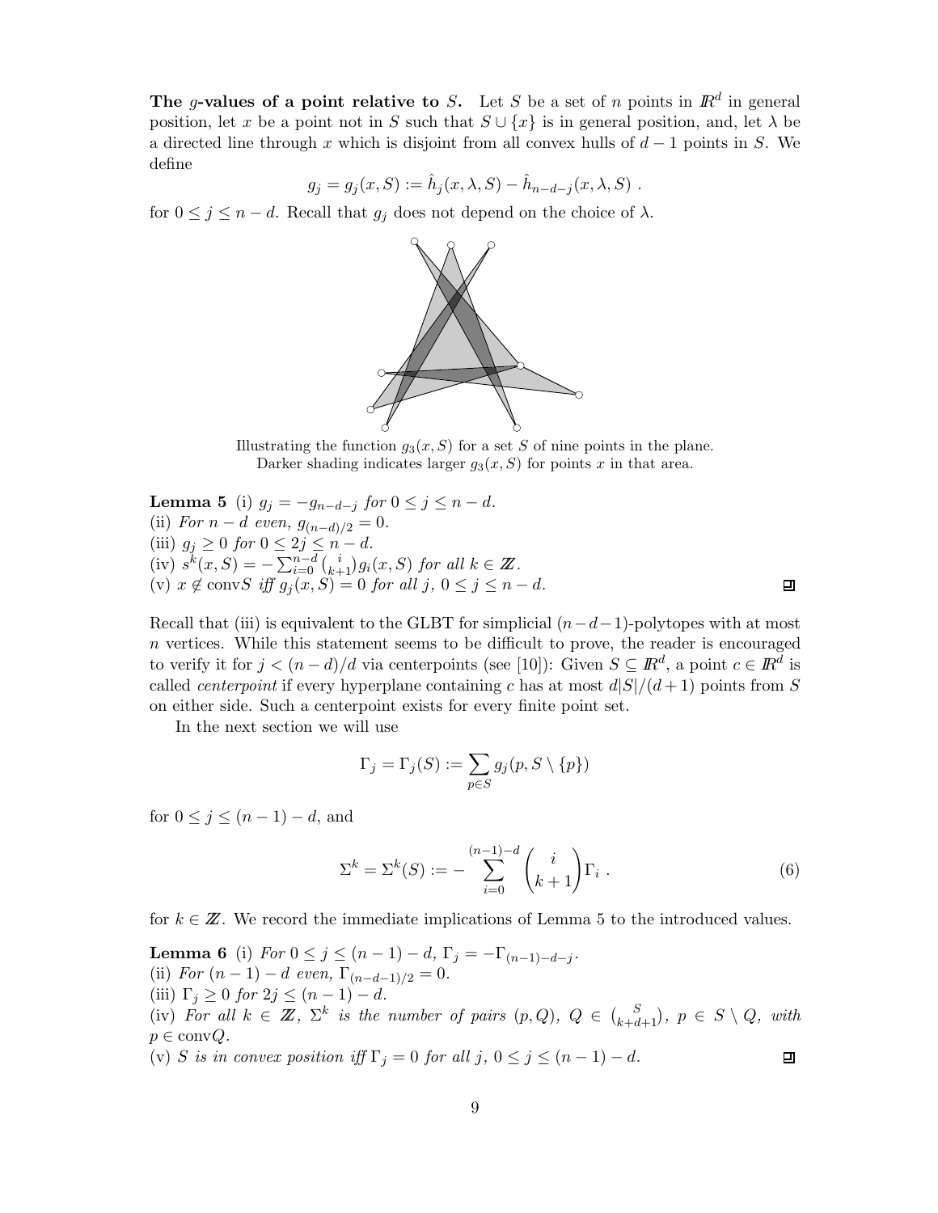**The $g$-values of a point relative to $S$.** Let $S$ be a set of $n$ points in $\mathbb{R}^d$ in general position, let $x$ be a point not in $S$ such that $S \cup \{x\}$ is in general position, and, let $\lambda$ be a directed line through $x$ which is disjoint from all convex hulls of $d-1$ points in $S$. We define

$$g_j = g_j(x, S) := \hat{h}_j(x, \lambda, S) - \hat{h}_{n-d-j}(x, \lambda, S) \ .$$

for $0 \le j \le n-d$. Recall that $g_j$ does not depend on the choice of $\lambda$.

Illustrating the function $g_3(x, S)$ for a set $S$ of nine points in the plane.
Darker shading indicates larger $g_3(x, S)$ for points $x$ in that area.

**Lemma 5** (i) $g_j = -g_{n-d-j}$ *for* $0 \le j \le n-d$.
(ii) *For* $n-d$ *even,* $g_{(n-d)/2} = 0$.
(iii) $g_j \ge 0$ *for* $0 \le 2j \le n-d$.
(iv) $s^k(x, S) = -\sum_{i=0}^{n-d} \binom{i}{k+1} g_i(x, S)$ *for all* $k \in \mathbb{Z}$.
(v) $x \notin \text{conv}S$ *iff* $g_j(x, S) = 0$ *for all* $j$, $0 \le j \le n-d$. ◻

Recall that (iii) is equivalent to the GLBT for simplicial $(n-d-1)$-polytopes with at most $n$ vertices. While this statement seems to be difficult to prove, the reader is encouraged to verify it for $j < (n-d)/d$ via centerpoints (see [10]): Given $S \subseteq \mathbb{R}^d$, a point $c \in \mathbb{R}^d$ is called *centerpoint* if every hyperplane containing $c$ has at most $d|S|/(d+1)$ points from $S$ on either side. Such a centerpoint exists for every finite point set.

In the next section we will use

$$\Gamma_j = \Gamma_j(S) := \sum_{p \in S} g_j(p, S \setminus \{p\})$$

for $0 \le j \le (n-1)-d$, and

$$\Sigma^k = \Sigma^k(S) := -\sum_{i=0}^{(n-1)-d} \binom{i}{k+1} \Gamma_i \ . \tag{6}$$

for $k \in \mathbb{Z}$. We record the immediate implications of Lemma 5 to the introduced values.

**Lemma 6** (i) *For* $0 \le j \le (n-1)-d$, $\Gamma_j = -\Gamma_{(n-1)-d-j}$.
(ii) *For* $(n-1)-d$ *even,* $\Gamma_{(n-d-1)/2} = 0$.
(iii) $\Gamma_j \ge 0$ *for* $2j \le (n-1)-d$.
(iv) *For all* $k \in \mathbb{Z}$, $\Sigma^k$ *is the number of pairs* $(p, Q)$, $Q \in \binom{S}{k+d+1}$, $p \in S \setminus Q$, *with* $p \in \text{conv}Q$.
(v) $S$ *is in convex position iff* $\Gamma_j = 0$ *for all* $j$, $0 \le j \le (n-1)-d$. ◻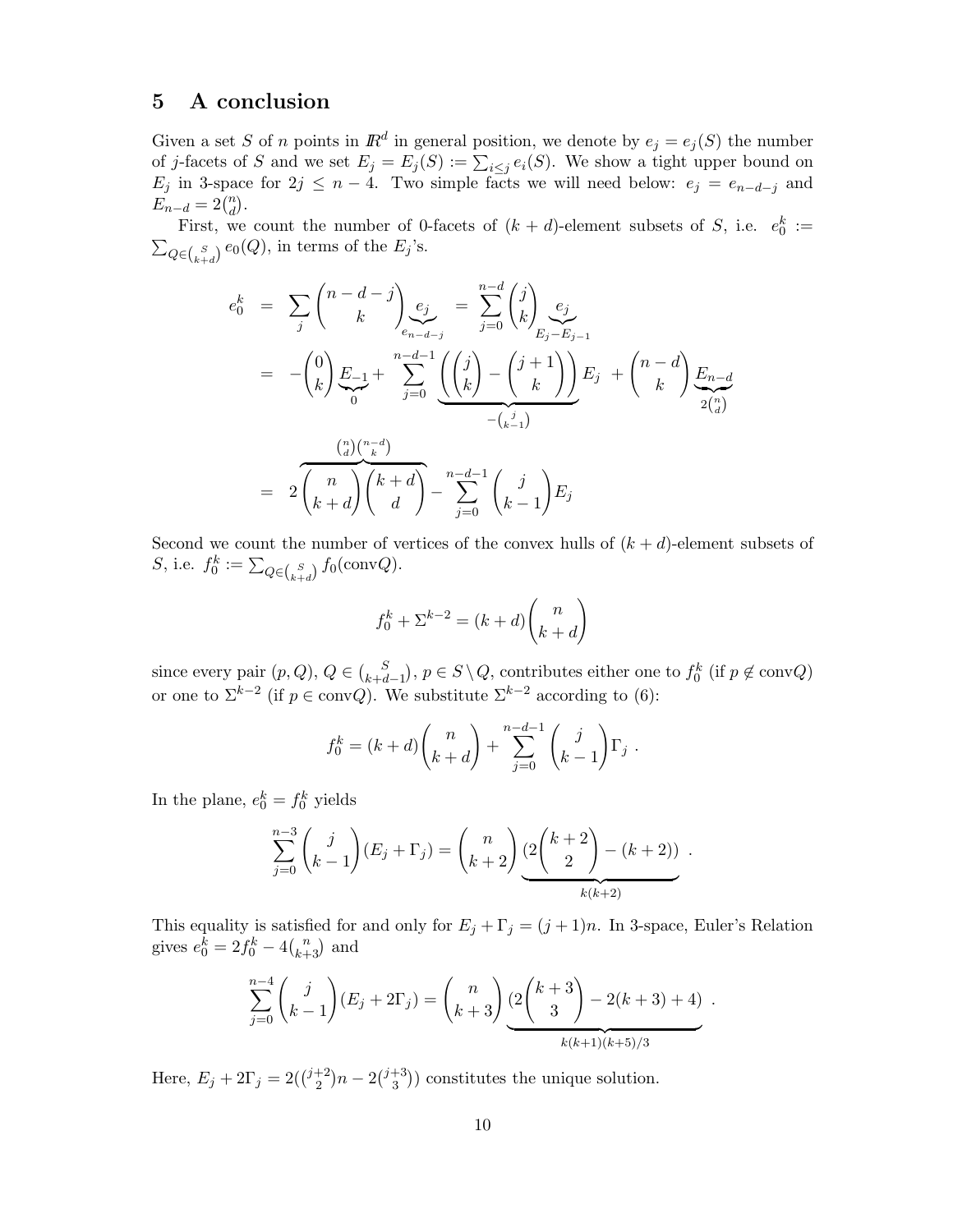## 5 A conclusion

Given a set $S$ of $n$ points in $\mathbb{R}^d$ in general position, we denote by $e_j = e_j(S)$ the number of $j$-facets of $S$ and we set $E_j = E_j(S) := \sum_{i \leq j} e_i(S)$. We show a tight upper bound on $E_j$ in 3-space for $2j \leq n-4$. Two simple facts we will need below: $e_j = e_{n-d-j}$ and $E_{n-d} = 2\binom{n}{d}$.

First, we count the number of 0-facets of $(k+d)$-element subsets of $S$, i.e. $e_0^k := \sum_{Q \in \binom{S}{k+d}} e_0(Q)$, in terms of the $E_j$'s.

$$
\begin{aligned}
e_0^k &= \sum_j \binom{n-d-j}{k} \underbrace{e_j}_{e_{n-d-j}} = \sum_{j=0}^{n-d} \binom{j}{k} \underbrace{e_j}_{E_j - E_{j-1}} \\
&= -\binom{0}{k} \underbrace{E_{-1}}_{0} + \sum_{j=0}^{n-d-1} \underbrace{\left(\binom{j}{k} - \binom{j+1}{k}\right)}_{-\binom{j}{k-1}} E_j + \binom{n-d}{k} \underbrace{E_{n-d}}_{2\binom{n}{d}} \\
&= 2 \overbrace{\binom{n}{k+d}\binom{k+d}{d}}^{\binom{n}{d}\binom{n-d}{k}} - \sum_{j=0}^{n-d-1} \binom{j}{k-1} E_j
\end{aligned}
$$

Second we count the number of vertices of the convex hulls of $(k+d)$-element subsets of $S$, i.e. $f_0^k := \sum_{Q \in \binom{S}{k+d}} f_0(\mathrm{conv} Q)$.

$$
f_0^k + \Sigma^{k-2} = (k+d)\binom{n}{k+d}
$$

since every pair $(p, Q)$, $Q \in \binom{S}{k+d-1}$, $p \in S \setminus Q$, contributes either one to $f_0^k$ (if $p \notin \mathrm{conv} Q$) or one to $\Sigma^{k-2}$ (if $p \in \mathrm{conv} Q$). We substitute $\Sigma^{k-2}$ according to (6):

$$
f_0^k = (k+d)\binom{n}{k+d} + \sum_{j=0}^{n-d-1} \binom{j}{k-1} \Gamma_j \, .
$$

In the plane, $e_0^k = f_0^k$ yields

$$
\sum_{j=0}^{n-3} \binom{j}{k-1} (E_j + \Gamma_j) = \binom{n}{k+2} \underbrace{\left(2\binom{k+2}{2} - (k+2)\right)}_{k(k+2)} \, .
$$

This equality is satisfied for and only for $E_j + \Gamma_j = (j+1)n$. In 3-space, Euler's Relation gives $e_0^k = 2f_0^k - 4\binom{n}{k+3}$ and

$$
\sum_{j=0}^{n-4} \binom{j}{k-1} (E_j + 2\Gamma_j) = \binom{n}{k+3} \underbrace{\left(2\binom{k+3}{3} - 2(k+3) + 4\right)}_{k(k+1)(k+5)/3} \, .
$$

Here, $E_j + 2\Gamma_j = 2(\binom{j+2}{2} n - 2\binom{j+3}{3})$ constitutes the unique solution.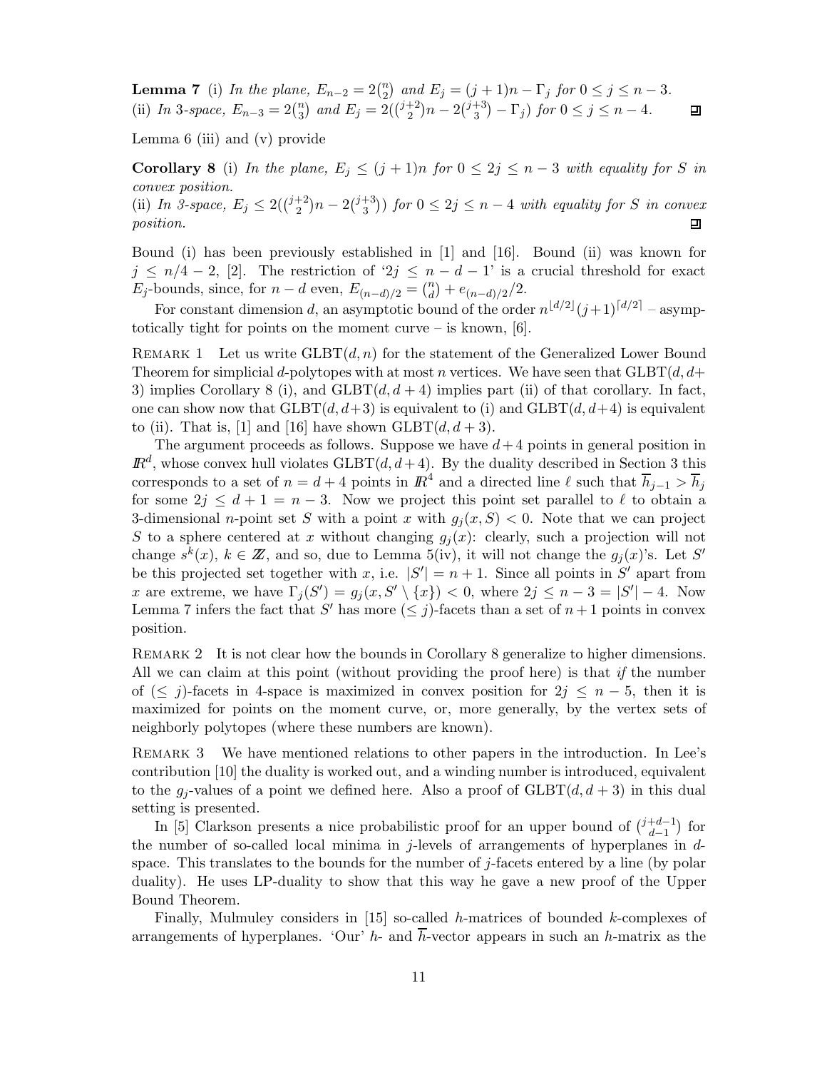**Lemma 7** (i) *In the plane, $E_{n-2} = 2\binom{n}{2}$ and $E_j = (j+1)n - \Gamma_j$ for $0 \le j \le n-3$.*
(ii) *In 3-space, $E_{n-3} = 2\binom{n}{3}$ and $E_j = 2(\binom{j+2}{2}n - 2\binom{j+3}{3} - \Gamma_j)$ for $0 \le j \le n-4$.* ◻

Lemma 6 (iii) and (v) provide

**Corollary 8** (i) *In the plane, $E_j \le (j+1)n$ for $0 \le 2j \le n-3$ with equality for $S$ in convex position.*
(ii) *In 3-space, $E_j \le 2(\binom{j+2}{2}n - 2\binom{j+3}{3})$ for $0 \le 2j \le n-4$ with equality for $S$ in convex position.* ◻

Bound (i) has been previously established in [1] and [16]. Bound (ii) was known for $j \le n/4 - 2$, [2]. The restriction of '$2j \le n-d-1$' is a crucial threshold for exact $E_j$-bounds, since, for $n-d$ even, $E_{(n-d)/2} = \binom{n}{d} + e_{(n-d)/2}/2$.

For constant dimension $d$, an asymptotic bound of the order $n^{\lfloor d/2 \rfloor}(j+1)^{\lceil d/2 \rceil}$ – asymptotically tight for points on the moment curve – is known, [6].

Remark 1   Let us write $\mathrm{GLBT}(d,n)$ for the statement of the Generalized Lower Bound Theorem for simplicial $d$-polytopes with at most $n$ vertices. We have seen that $\mathrm{GLBT}(d,d+3)$ implies Corollary 8 (i), and $\mathrm{GLBT}(d,d+4)$ implies part (ii) of that corollary. In fact, one can show now that $\mathrm{GLBT}(d,d+3)$ is equivalent to (i) and $\mathrm{GLBT}(d,d+4)$ is equivalent to (ii). That is, [1] and [16] have shown $\mathrm{GLBT}(d,d+3)$.

The argument proceeds as follows. Suppose we have $d+4$ points in general position in $\mathbb{R}^d$, whose convex hull violates $\mathrm{GLBT}(d,d+4)$. By the duality described in Section 3 this corresponds to a set of $n = d+4$ points in $\mathbb{R}^4$ and a directed line $\ell$ such that $\overline{h}_{j-1} > \overline{h}_j$ for some $2j \le d+1 = n-3$. Now we project this point set parallel to $\ell$ to obtain a 3-dimensional $n$-point set $S$ with a point $x$ with $g_j(x,S) < 0$. Note that we can project $S$ to a sphere centered at $x$ without changing $g_j(x)$: clearly, such a projection will not change $s^k(x)$, $k \in \mathbb{Z}$, and so, due to Lemma 5(iv), it will not change the $g_j(x)$'s. Let $S'$ be this projected set together with $x$, i.e. $|S'| = n+1$. Since all points in $S'$ apart from $x$ are extreme, we have $\Gamma_j(S') = g_j(x, S' \setminus \{x\}) < 0$, where $2j \le n-3 = |S'| - 4$. Now Lemma 7 infers the fact that $S'$ has more $(\le j)$-facets than a set of $n+1$ points in convex position.

Remark 2   It is not clear how the bounds in Corollary 8 generalize to higher dimensions. All we can claim at this point (without providing the proof here) is that *if* the number of $(\le j)$-facets in 4-space is maximized in convex position for $2j \le n-5$, then it is maximized for points on the moment curve, or, more generally, by the vertex sets of neighborly polytopes (where these numbers are known).

Remark 3   We have mentioned relations to other papers in the introduction. In Lee's contribution [10] the duality is worked out, and a winding number is introduced, equivalent to the $g_j$-values of a point we defined here. Also a proof of $\mathrm{GLBT}(d,d+3)$ in this dual setting is presented.

In [5] Clarkson presents a nice probabilistic proof for an upper bound of $\binom{j+d-1}{d-1}$ for the number of so-called local minima in $j$-levels of arrangements of hyperplanes in $d$-space. This translates to the bounds for the number of $j$-facets entered by a line (by polar duality). He uses LP-duality to show that this way he gave a new proof of the Upper Bound Theorem.

Finally, Mulmuley considers in [15] so-called $h$-matrices of bounded $k$-complexes of arrangements of hyperplanes. 'Our' $h$- and $\overline{h}$-vector appears in such an $h$-matrix as the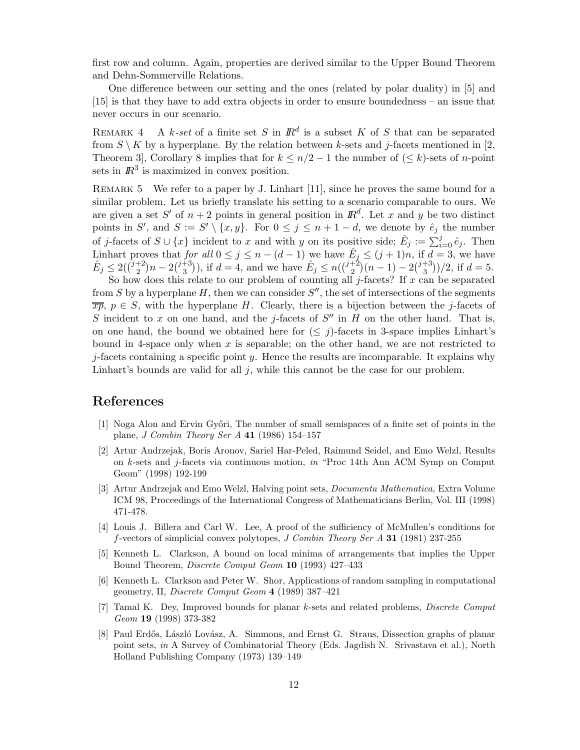first row and column. Again, properties are derived similar to the Upper Bound Theorem and Dehn-Sommerville Relations.

One difference between our setting and the ones (related by polar duality) in [5] and [15] is that they have to add extra objects in order to ensure boundedness – an issue that never occurs in our scenario.

Remark 4 A *k-set* of a finite set $S$ in $\mathbb{R}^d$ is a subset $K$ of $S$ that can be separated from $S \setminus K$ by a hyperplane. By the relation between $k$-sets and $j$-facets mentioned in [2, Theorem 3], Corollary 8 implies that for $k \leq n/2 - 1$ the number of $(\leq k)$-sets of $n$-point sets in $\mathbb{R}^3$ is maximized in convex position.

Remark 5 We refer to a paper by J. Linhart [11], since he proves the same bound for a similar problem. Let us briefly translate his setting to a scenario comparable to ours. We are given a set $S'$ of $n+2$ points in general position in $\mathbb{R}^d$. Let $x$ and $y$ be two distinct points in $S'$, and $S := S' \setminus \{x, y\}$. For $0 \leq j \leq n+1-d$, we denote by $\hat{e}_j$ the number of $j$-facets of $S \cup \{x\}$ incident to $x$ and with $y$ on its positive side; $\hat{E}_j := \sum_{i=0}^{j} \hat{e}_j$. Then Linhart proves that *for all* $0 \leq j \leq n-(d-1)$ we have $\hat{E}_j \leq (j+1)n$, if $d = 3$, we have $\hat{E}_j \leq 2(\binom{j+2}{2}n - 2\binom{j+3}{3})$, if $d = 4$, and we have $\hat{E}_j \leq n(\binom{j+2}{2}(n-1) - 2\binom{j+3}{3})/2$, if $d = 5$.

So how does this relate to our problem of counting all $j$-facets? If $x$ can be separated from $S$ by a hyperplane $H$, then we can consider $S''$, the set of intersections of the segments $\overline{xp}$, $p \in S$, with the hyperplane $H$. Clearly, there is a bijection between the $j$-facets of $S$ incident to $x$ on one hand, and the $j$-facets of $S''$ in $H$ on the other hand. That is, on one hand, the bound we obtained here for $(\leq j)$-facets in 3-space implies Linhart's bound in 4-space only when $x$ is separable; on the other hand, we are not restricted to $j$-facets containing a specific point $y$. Hence the results are incomparable. It explains why Linhart's bounds are valid for all $j$, while this cannot be the case for our problem.

# References

[1] Noga Alon and Ervin Győri, The number of small semispaces of a finite set of points in the plane, *J Combin Theory Ser A* **41** (1986) 154–157

[2] Artur Andrzejak, Boris Aronov, Sariel Har-Peled, Raimund Seidel, and Emo Welzl, Results on $k$-sets and $j$-facets via continuous motion, *in* "Proc 14th Ann ACM Symp on Comput Geom" (1998) 192-199

[3] Artur Andrzejak and Emo Welzl, Halving point sets, *Documenta Mathematica,* Extra Volume ICM 98, Proceedings of the International Congress of Mathematicians Berlin, Vol. III (1998) 471-478.

[4] Louis J. Billera and Carl W. Lee, A proof of the sufficiency of McMullen's conditions for $f$-vectors of simplicial convex polytopes, *J Combin Theory Ser A* **31** (1981) 237-255

[5] Kenneth L. Clarkson, A bound on local minima of arrangements that implies the Upper Bound Theorem, *Discrete Comput Geom* **10** (1993) 427–433

[6] Kenneth L. Clarkson and Peter W. Shor, Applications of random sampling in computational geometry, II, *Discrete Comput Geom* **4** (1989) 387–421

[7] Tamal K. Dey, Improved bounds for planar $k$-sets and related problems, *Discrete Comput Geom* **19** (1998) 373-382

[8] Paul Erdős, László Lovász, A. Simmons, and Ernst G. Straus, Dissection graphs of planar point sets, *in* A Survey of Combinatorial Theory (Eds. Jagdish N. Srivastava et al.), North Holland Publishing Company (1973) 139–149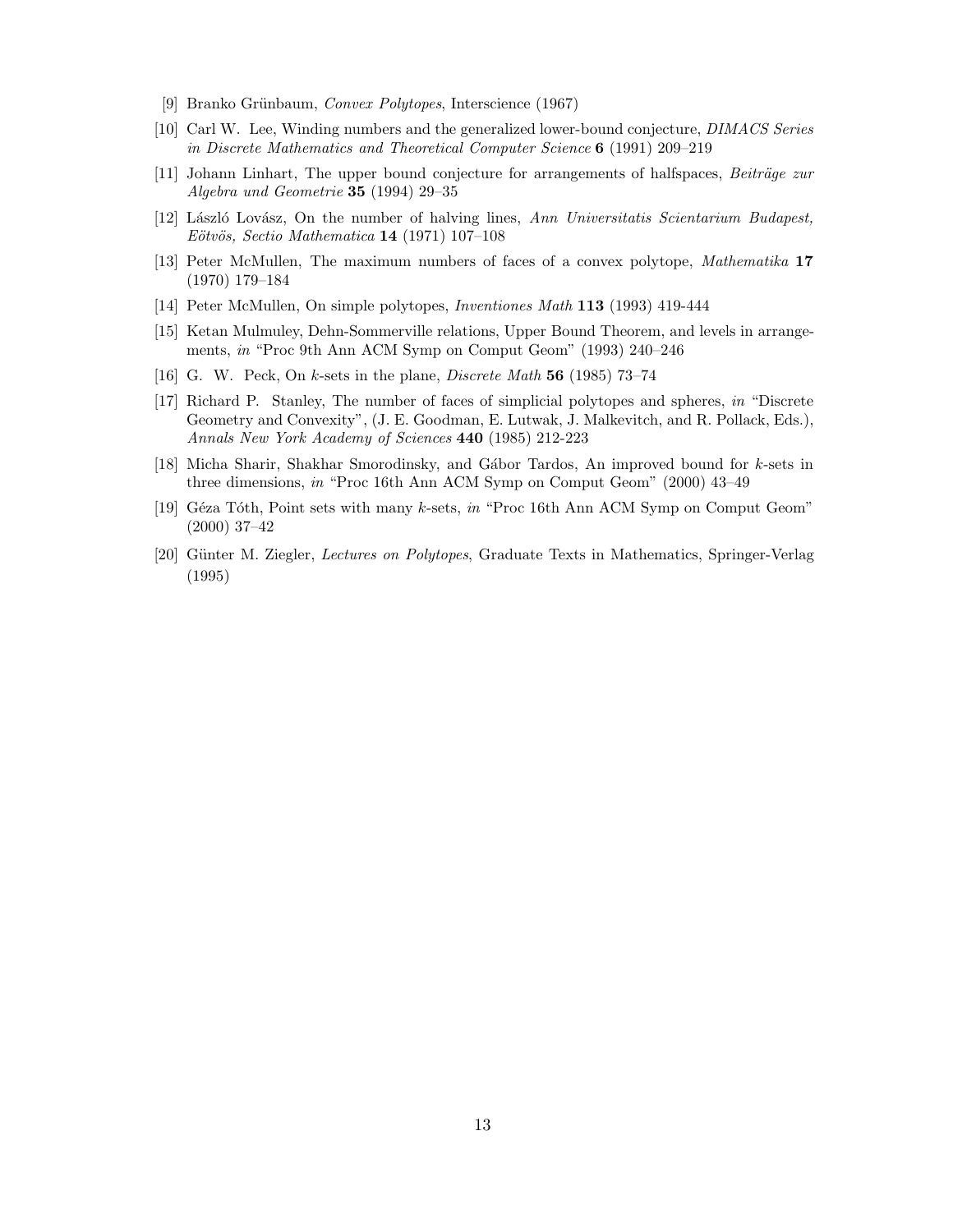[9] Branko Grünbaum, *Convex Polytopes*, Interscience (1967)

[10] Carl W. Lee, Winding numbers and the generalized lower-bound conjecture, *DIMACS Series in Discrete Mathematics and Theoretical Computer Science* **6** (1991) 209–219

[11] Johann Linhart, The upper bound conjecture for arrangements of halfspaces, *Beiträge zur Algebra und Geometrie* **35** (1994) 29–35

[12] László Lovász, On the number of halving lines, *Ann Universitatis Scientarium Budapest, Eötvös, Sectio Mathematica* **14** (1971) 107–108

[13] Peter McMullen, The maximum numbers of faces of a convex polytope, *Mathematika* **17** (1970) 179–184

[14] Peter McMullen, On simple polytopes, *Inventiones Math* **113** (1993) 419-444

[15] Ketan Mulmuley, Dehn-Sommerville relations, Upper Bound Theorem, and levels in arrangements, *in* "Proc 9th Ann ACM Symp on Comput Geom" (1993) 240–246

[16] G. W. Peck, On $k$-sets in the plane, *Discrete Math* **56** (1985) 73–74

[17] Richard P. Stanley, The number of faces of simplicial polytopes and spheres, *in* "Discrete Geometry and Convexity", (J. E. Goodman, E. Lutwak, J. Malkevitch, and R. Pollack, Eds.), *Annals New York Academy of Sciences* **440** (1985) 212-223

[18] Micha Sharir, Shakhar Smorodinsky, and Gábor Tardos, An improved bound for $k$-sets in three dimensions, *in* "Proc 16th Ann ACM Symp on Comput Geom" (2000) 43–49

[19] Géza Tóth, Point sets with many $k$-sets, *in* "Proc 16th Ann ACM Symp on Comput Geom" (2000) 37–42

[20] Günter M. Ziegler, *Lectures on Polytopes*, Graduate Texts in Mathematics, Springer-Verlag (1995)